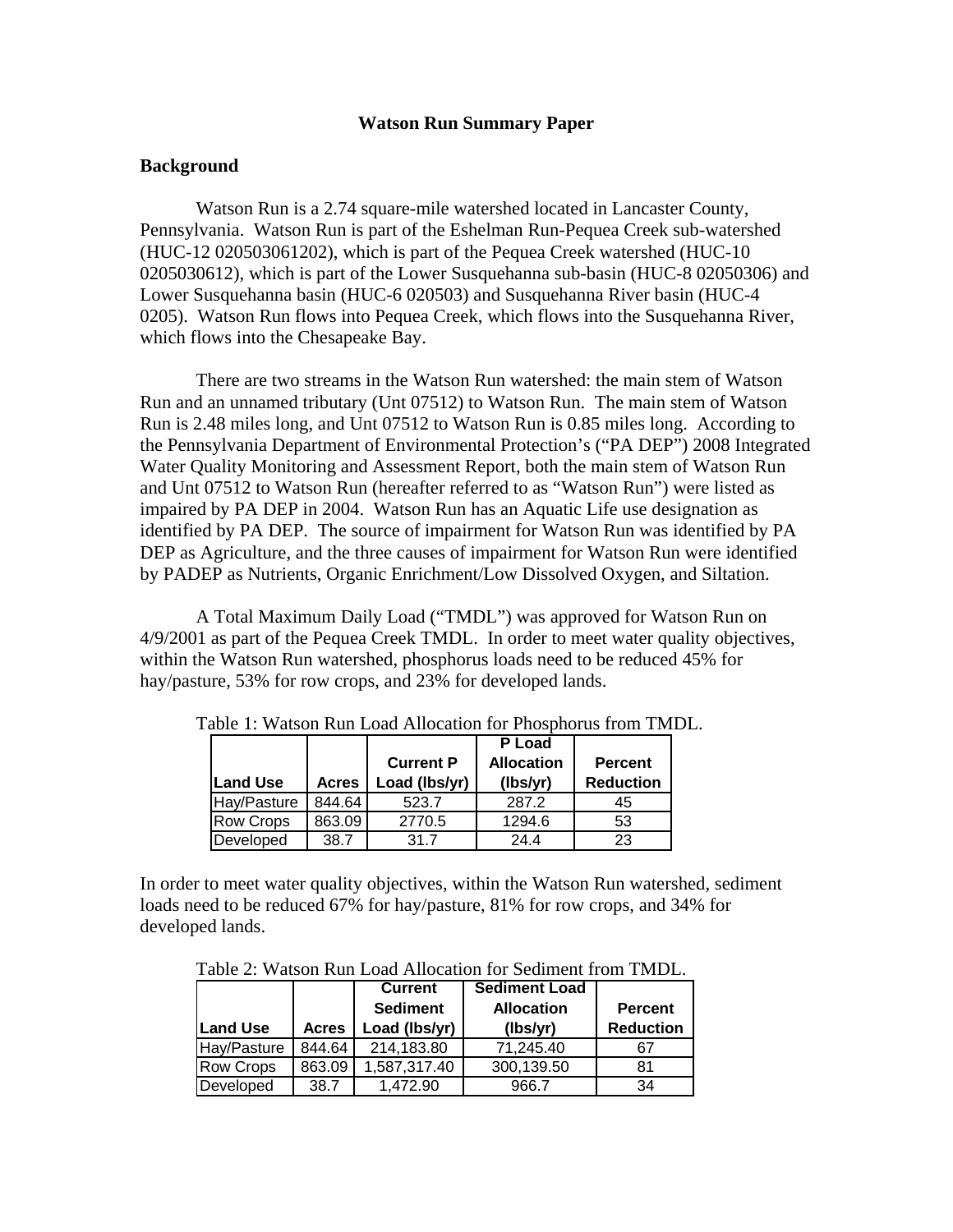# Watson Run Summary Paper

## Background

Watson Run is a 2.74 square-mile watershed located in Lancaster County, Pennsylvania. Watson Run is part of the Eshelman Run-Pequea Creek sub-watershed (HUC-12 020503061202), which is part of the Pequea Creek watershed (HUC-10 0205030612), which is part of the Lower Susquehanna sub-basin (HUC-8 02050306) and Lower Susquehanna basin (HUC-6 020503) and Susquehanna River basin (HUC-4 0205). Watson Run flows into Pequea Creek, which flows into the Susquehanna River, which flows into the Chesapeake Bay.

There are two streams in the Watson Run watershed: the main stem of Watson Run and an unnamed tributary (Unt 07512) to Watson Run. The main stem of Watson Run is 2.48 miles long, and Unt 07512 to Watson Run is 0.85 miles long. According to the Pennsylvania Department of Environmental Protection's ("PA DEP") 2008 Integrated Water Quality Monitoring and Assessment Report, both the main stem of Watson Run and Unt 07512 to Watson Run (hereafter referred to as "Watson Run") were listed as impaired by PA DEP in 2004. Watson Run has an Aquatic Life use designation as identified by PA DEP. The source of impairment for Watson Run was identified by PA DEP as Agriculture, and the three causes of impairment for Watson Run were identified by PADEP as Nutrients, Organic Enrichment/Low Dissolved Oxygen, and Siltation.

A Total Maximum Daily Load ("TMDL") was approved for Watson Run on 4/9/2001 as part of the Pequea Creek TMDL. In order to meet water quality objectives, within the Watson Run watershed, phosphorus loads need to be reduced 45% for hay/pasture, 53% for row crops, and 23% for developed lands.

Table 1: Watson Run Load Allocation for Phosphorus from TMDL.

| Land Use | Acres | Current P Load (lbs/yr) | P Load Allocation (lbs/yr) | Percent Reduction |
|---|---|---|---|---|
| Hay/Pasture | 844.64 | 523.7 | 287.2 | 45 |
| Row Crops | 863.09 | 2770.5 | 1294.6 | 53 |
| Developed | 38.7 | 31.7 | 24.4 | 23 |

In order to meet water quality objectives, within the Watson Run watershed, sediment loads need to be reduced 67% for hay/pasture, 81% for row crops, and 34% for developed lands.

Table 2: Watson Run Load Allocation for Sediment from TMDL.

| Land Use | Acres | Current Sediment Load (lbs/yr) | Sediment Load Allocation (lbs/yr) | Percent Reduction |
|---|---|---|---|---|
| Hay/Pasture | 844.64 | 214,183.80 | 71,245.40 | 67 |
| Row Crops | 863.09 | 1,587,317.40 | 300,139.50 | 81 |
| Developed | 38.7 | 1,472.90 | 966.7 | 34 |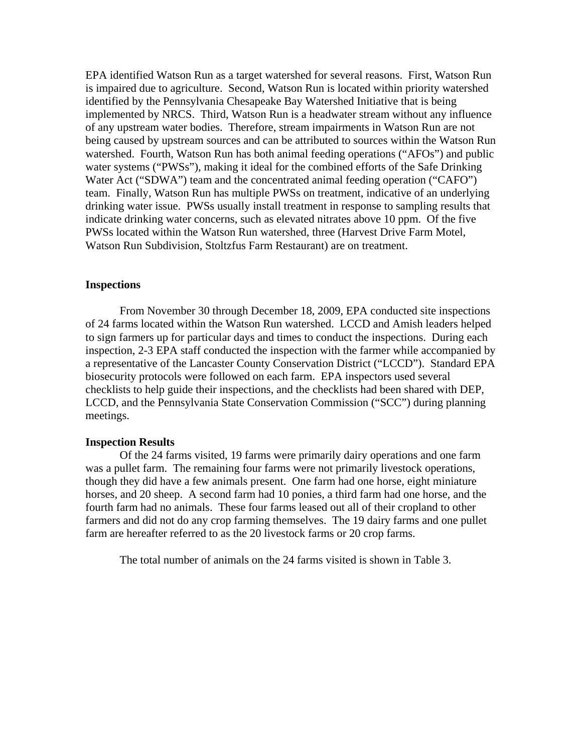EPA identified Watson Run as a target watershed for several reasons. First, Watson Run is impaired due to agriculture. Second, Watson Run is located within priority watershed identified by the Pennsylvania Chesapeake Bay Watershed Initiative that is being implemented by NRCS. Third, Watson Run is a headwater stream without any influence of any upstream water bodies. Therefore, stream impairments in Watson Run are not being caused by upstream sources and can be attributed to sources within the Watson Run watershed. Fourth, Watson Run has both animal feeding operations ("AFOs") and public water systems ("PWSs"), making it ideal for the combined efforts of the Safe Drinking Water Act ("SDWA") team and the concentrated animal feeding operation ("CAFO") team. Finally, Watson Run has multiple PWSs on treatment, indicative of an underlying drinking water issue. PWSs usually install treatment in response to sampling results that indicate drinking water concerns, such as elevated nitrates above 10 ppm. Of the five PWSs located within the Watson Run watershed, three (Harvest Drive Farm Motel, Watson Run Subdivision, Stoltzfus Farm Restaurant) are on treatment.

**Inspections**

From November 30 through December 18, 2009, EPA conducted site inspections of 24 farms located within the Watson Run watershed. LCCD and Amish leaders helped to sign farmers up for particular days and times to conduct the inspections. During each inspection, 2-3 EPA staff conducted the inspection with the farmer while accompanied by a representative of the Lancaster County Conservation District ("LCCD"). Standard EPA biosecurity protocols were followed on each farm. EPA inspectors used several checklists to help guide their inspections, and the checklists had been shared with DEP, LCCD, and the Pennsylvania State Conservation Commission ("SCC") during planning meetings.

**Inspection Results**

Of the 24 farms visited, 19 farms were primarily dairy operations and one farm was a pullet farm. The remaining four farms were not primarily livestock operations, though they did have a few animals present. One farm had one horse, eight miniature horses, and 20 sheep. A second farm had 10 ponies, a third farm had one horse, and the fourth farm had no animals. These four farms leased out all of their cropland to other farmers and did not do any crop farming themselves. The 19 dairy farms and one pullet farm are hereafter referred to as the 20 livestock farms or 20 crop farms.

The total number of animals on the 24 farms visited is shown in Table 3.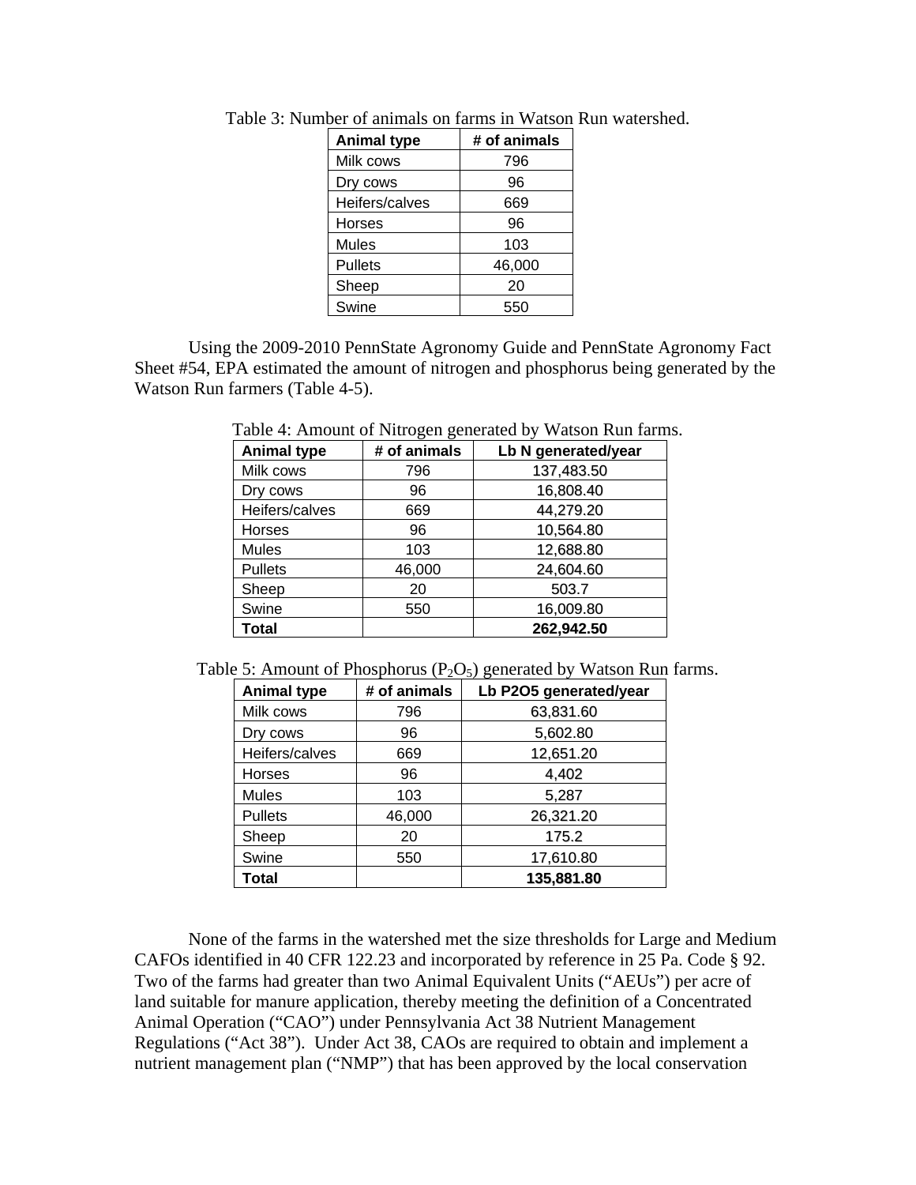Table 3: Number of animals on farms in Watson Run watershed.

| Animal type | # of animals |
|---|---|
| Milk cows | 796 |
| Dry cows | 96 |
| Heifers/calves | 669 |
| Horses | 96 |
| Mules | 103 |
| Pullets | 46,000 |
| Sheep | 20 |
| Swine | 550 |

Using the 2009-2010 PennState Agronomy Guide and PennState Agronomy Fact Sheet #54, EPA estimated the amount of nitrogen and phosphorus being generated by the Watson Run farmers (Table 4-5).

Table 4: Amount of Nitrogen generated by Watson Run farms.

| Animal type | # of animals | Lb N generated/year |
|---|---|---|
| Milk cows | 796 | 137,483.50 |
| Dry cows | 96 | 16,808.40 |
| Heifers/calves | 669 | 44,279.20 |
| Horses | 96 | 10,564.80 |
| Mules | 103 | 12,688.80 |
| Pullets | 46,000 | 24,604.60 |
| Sheep | 20 | 503.7 |
| Swine | 550 | 16,009.80 |
| **Total** | | **262,942.50** |

Table 5: Amount of Phosphorus ($P_2O_5$) generated by Watson Run farms.

| Animal type | # of animals | Lb P2O5 generated/year |
|---|---|---|
| Milk cows | 796 | 63,831.60 |
| Dry cows | 96 | 5,602.80 |
| Heifers/calves | 669 | 12,651.20 |
| Horses | 96 | 4,402 |
| Mules | 103 | 5,287 |
| Pullets | 46,000 | 26,321.20 |
| Sheep | 20 | 175.2 |
| Swine | 550 | 17,610.80 |
| **Total** | | **135,881.80** |

None of the farms in the watershed met the size thresholds for Large and Medium CAFOs identified in 40 CFR 122.23 and incorporated by reference in 25 Pa. Code § 92. Two of the farms had greater than two Animal Equivalent Units ("AEUs") per acre of land suitable for manure application, thereby meeting the definition of a Concentrated Animal Operation ("CAO") under Pennsylvania Act 38 Nutrient Management Regulations ("Act 38"). Under Act 38, CAOs are required to obtain and implement a nutrient management plan ("NMP") that has been approved by the local conservation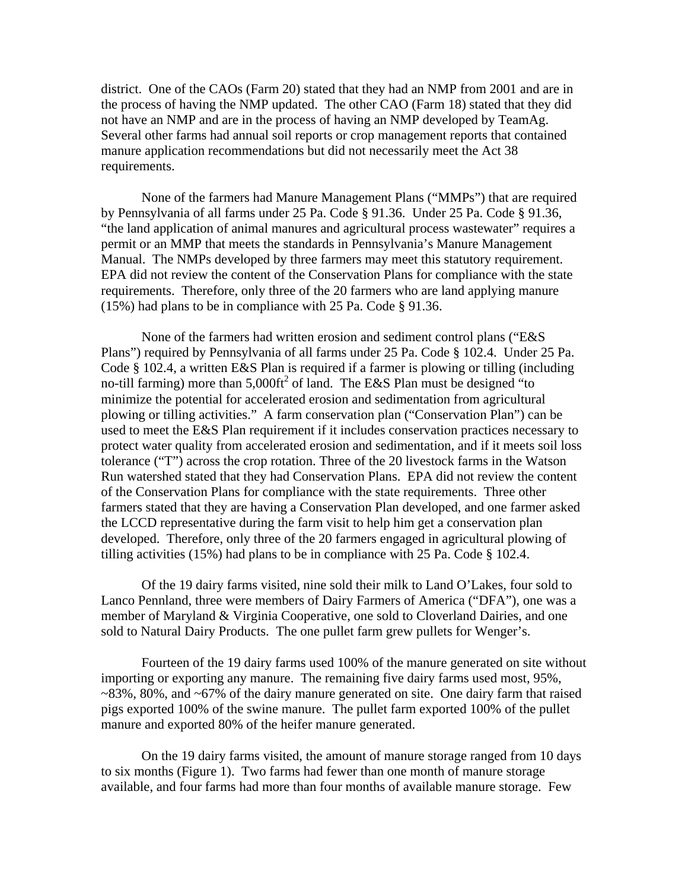district. One of the CAOs (Farm 20) stated that they had an NMP from 2001 and are in the process of having the NMP updated. The other CAO (Farm 18) stated that they did not have an NMP and are in the process of having an NMP developed by TeamAg. Several other farms had annual soil reports or crop management reports that contained manure application recommendations but did not necessarily meet the Act 38 requirements.

None of the farmers had Manure Management Plans ("MMPs") that are required by Pennsylvania of all farms under 25 Pa. Code § 91.36. Under 25 Pa. Code § 91.36, "the land application of animal manures and agricultural process wastewater" requires a permit or an MMP that meets the standards in Pennsylvania's Manure Management Manual. The NMPs developed by three farmers may meet this statutory requirement. EPA did not review the content of the Conservation Plans for compliance with the state requirements. Therefore, only three of the 20 farmers who are land applying manure (15%) had plans to be in compliance with 25 Pa. Code § 91.36.

None of the farmers had written erosion and sediment control plans ("E&S Plans") required by Pennsylvania of all farms under 25 Pa. Code § 102.4. Under 25 Pa. Code § 102.4, a written E&S Plan is required if a farmer is plowing or tilling (including no-till farming) more than 5,000ft$^2$ of land. The E&S Plan must be designed "to minimize the potential for accelerated erosion and sedimentation from agricultural plowing or tilling activities." A farm conservation plan ("Conservation Plan") can be used to meet the E&S Plan requirement if it includes conservation practices necessary to protect water quality from accelerated erosion and sedimentation, and if it meets soil loss tolerance ("T") across the crop rotation. Three of the 20 livestock farms in the Watson Run watershed stated that they had Conservation Plans. EPA did not review the content of the Conservation Plans for compliance with the state requirements. Three other farmers stated that they are having a Conservation Plan developed, and one farmer asked the LCCD representative during the farm visit to help him get a conservation plan developed. Therefore, only three of the 20 farmers engaged in agricultural plowing of tilling activities (15%) had plans to be in compliance with 25 Pa. Code § 102.4.

Of the 19 dairy farms visited, nine sold their milk to Land O'Lakes, four sold to Lanco Pennland, three were members of Dairy Farmers of America ("DFA"), one was a member of Maryland & Virginia Cooperative, one sold to Cloverland Dairies, and one sold to Natural Dairy Products. The one pullet farm grew pullets for Wenger's.

Fourteen of the 19 dairy farms used 100% of the manure generated on site without importing or exporting any manure. The remaining five dairy farms used most, 95%, ~83%, 80%, and ~67% of the dairy manure generated on site. One dairy farm that raised pigs exported 100% of the swine manure. The pullet farm exported 100% of the pullet manure and exported 80% of the heifer manure generated.

On the 19 dairy farms visited, the amount of manure storage ranged from 10 days to six months (Figure 1). Two farms had fewer than one month of manure storage available, and four farms had more than four months of available manure storage. Few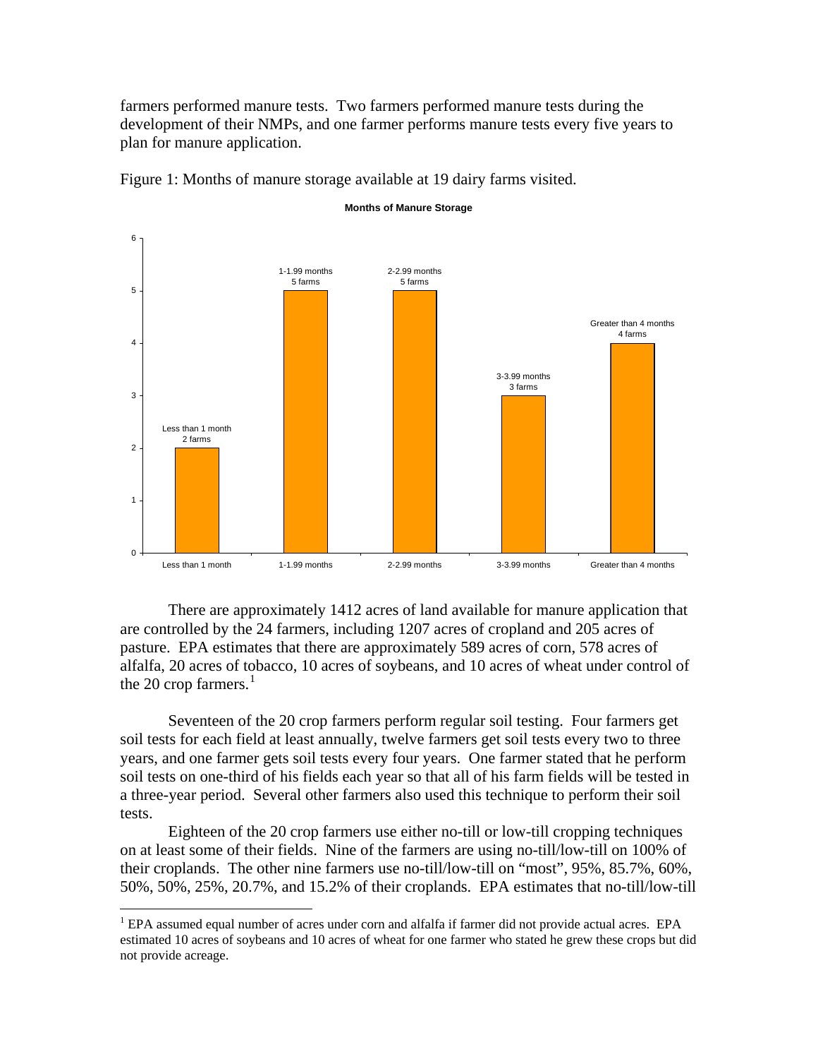farmers performed manure tests. Two farmers performed manure tests during the development of their NMPs, and one farmer performs manure tests every five years to plan for manure application.

Figure 1: Months of manure storage available at 19 dairy farms visited.

**Months of Manure Storage**

| Months of Manure Storage | Farms |
| --- | --- |
| Less than 1 month | 2 |
| 1-1.99 months | 5 |
| 2-2.99 months | 5 |
| 3-3.99 months | 3 |
| Greater than 4 months | 4 |

There are approximately 1412 acres of land available for manure application that are controlled by the 24 farmers, including 1207 acres of cropland and 205 acres of pasture. EPA estimates that there are approximately 589 acres of corn, 578 acres of alfalfa, 20 acres of tobacco, 10 acres of soybeans, and 10 acres of wheat under control of the 20 crop farmers.[1]

Seventeen of the 20 crop farmers perform regular soil testing. Four farmers get soil tests for each field at least annually, twelve farmers get soil tests every two to three years, and one farmer gets soil tests every four years. One farmer stated that he perform soil tests on one-third of his fields each year so that all of his farm fields will be tested in a three-year period. Several other farmers also used this technique to perform their soil tests.

Eighteen of the 20 crop farmers use either no-till or low-till cropping techniques on at least some of their fields. Nine of the farmers are using no-till/low-till on 100% of their croplands. The other nine farmers use no-till/low-till on "most", 95%, 85.7%, 60%, 50%, 50%, 25%, 20.7%, and 15.2% of their croplands. EPA estimates that no-till/low-till

[1] EPA assumed equal number of acres under corn and alfalfa if farmer did not provide actual acres. EPA estimated 10 acres of soybeans and 10 acres of wheat for one farmer who stated he grew these crops but did not provide acreage.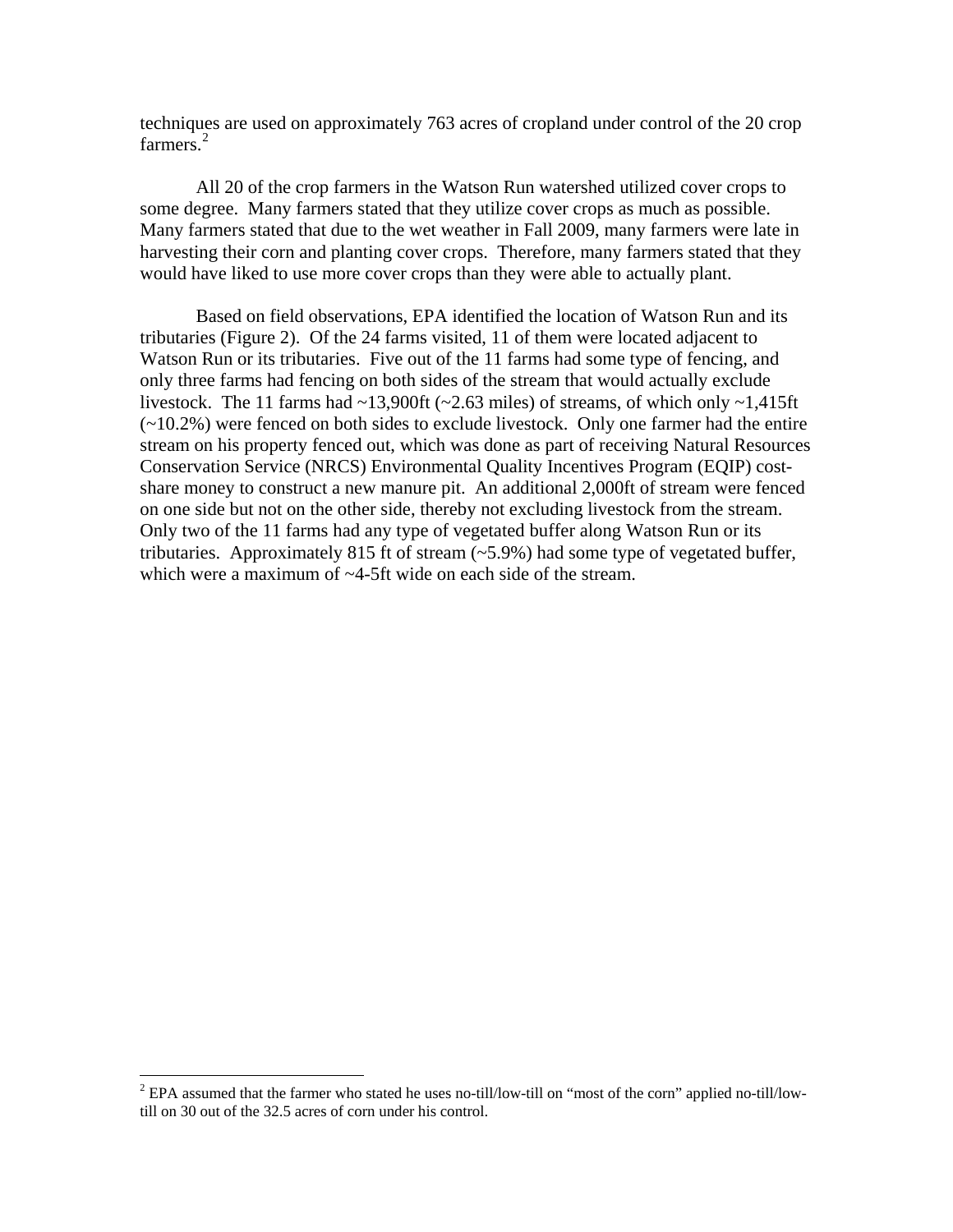techniques are used on approximately 763 acres of cropland under control of the 20 crop farmers.[2]

All 20 of the crop farmers in the Watson Run watershed utilized cover crops to some degree. Many farmers stated that they utilize cover crops as much as possible. Many farmers stated that due to the wet weather in Fall 2009, many farmers were late in harvesting their corn and planting cover crops. Therefore, many farmers stated that they would have liked to use more cover crops than they were able to actually plant.

Based on field observations, EPA identified the location of Watson Run and its tributaries (Figure 2). Of the 24 farms visited, 11 of them were located adjacent to Watson Run or its tributaries. Five out of the 11 farms had some type of fencing, and only three farms had fencing on both sides of the stream that would actually exclude livestock. The 11 farms had ~13,900ft (~2.63 miles) of streams, of which only ~1,415ft (~10.2%) were fenced on both sides to exclude livestock. Only one farmer had the entire stream on his property fenced out, which was done as part of receiving Natural Resources Conservation Service (NRCS) Environmental Quality Incentives Program (EQIP) cost-share money to construct a new manure pit. An additional 2,000ft of stream were fenced on one side but not on the other side, thereby not excluding livestock from the stream. Only two of the 11 farms had any type of vegetated buffer along Watson Run or its tributaries. Approximately 815 ft of stream (~5.9%) had some type of vegetated buffer, which were a maximum of ~4-5ft wide on each side of the stream.

---

[2] EPA assumed that the farmer who stated he uses no-till/low-till on "most of the corn" applied no-till/low-till on 30 out of the 32.5 acres of corn under his control.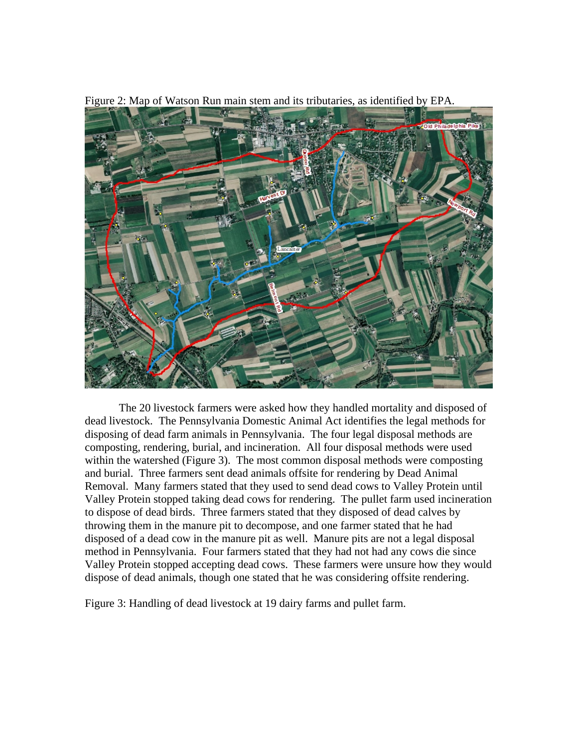Figure 2: Map of Watson Run main stem and its tributaries, as identified by EPA.

The 20 livestock farmers were asked how they handled mortality and disposed of dead livestock. The Pennsylvania Domestic Animal Act identifies the legal methods for disposing of dead farm animals in Pennsylvania. The four legal disposal methods are composting, rendering, burial, and incineration. All four disposal methods were used within the watershed (Figure 3). The most common disposal methods were composting and burial. Three farmers sent dead animals offsite for rendering by Dead Animal Removal. Many farmers stated that they used to send dead cows to Valley Protein until Valley Protein stopped taking dead cows for rendering. The pullet farm used incineration to dispose of dead birds. Three farmers stated that they disposed of dead calves by throwing them in the manure pit to decompose, and one farmer stated that he had disposed of a dead cow in the manure pit as well. Manure pits are not a legal disposal method in Pennsylvania. Four farmers stated that they had not had any cows die since Valley Protein stopped accepting dead cows. These farmers were unsure how they would dispose of dead animals, though one stated that he was considering offsite rendering.

Figure 3: Handling of dead livestock at 19 dairy farms and pullet farm.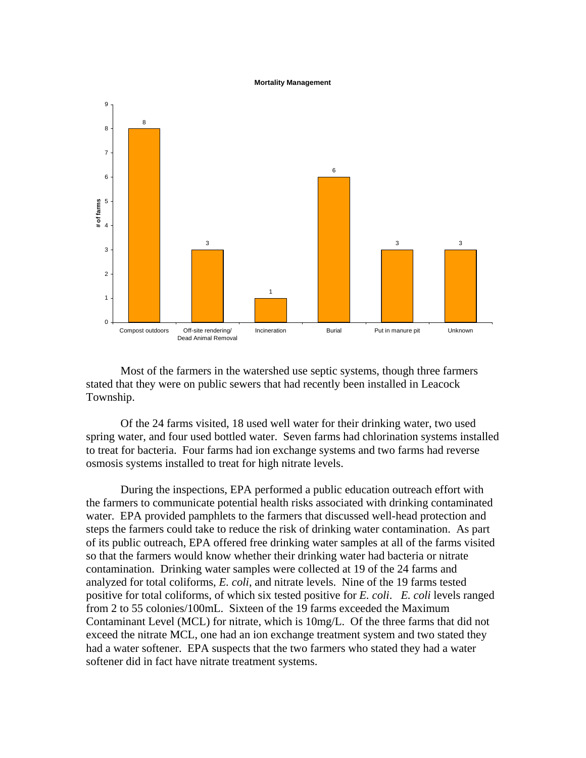**Mortality Management**

| Method | # of farms |
|---|---|
| Compost outdoors | 8 |
| Off-site rendering/ Dead Animal Removal | 3 |
| Incineration | 1 |
| Burial | 6 |
| Put in manure pit | 3 |
| Unknown | 3 |

Most of the farmers in the watershed use septic systems, though three farmers stated that they were on public sewers that had recently been installed in Leacock Township.

Of the 24 farms visited, 18 used well water for their drinking water, two used spring water, and four used bottled water. Seven farms had chlorination systems installed to treat for bacteria. Four farms had ion exchange systems and two farms had reverse osmosis systems installed to treat for high nitrate levels.

During the inspections, EPA performed a public education outreach effort with the farmers to communicate potential health risks associated with drinking contaminated water. EPA provided pamphlets to the farmers that discussed well-head protection and steps the farmers could take to reduce the risk of drinking water contamination. As part of its public outreach, EPA offered free drinking water samples at all of the farms visited so that the farmers would know whether their drinking water had bacteria or nitrate contamination. Drinking water samples were collected at 19 of the 24 farms and analyzed for total coliforms, *E. coli*, and nitrate levels. Nine of the 19 farms tested positive for total coliforms, of which six tested positive for *E. coli*. *E. coli* levels ranged from 2 to 55 colonies/100mL. Sixteen of the 19 farms exceeded the Maximum Contaminant Level (MCL) for nitrate, which is 10mg/L. Of the three farms that did not exceed the nitrate MCL, one had an ion exchange treatment system and two stated they had a water softener. EPA suspects that the two farmers who stated they had a water softener did in fact have nitrate treatment systems.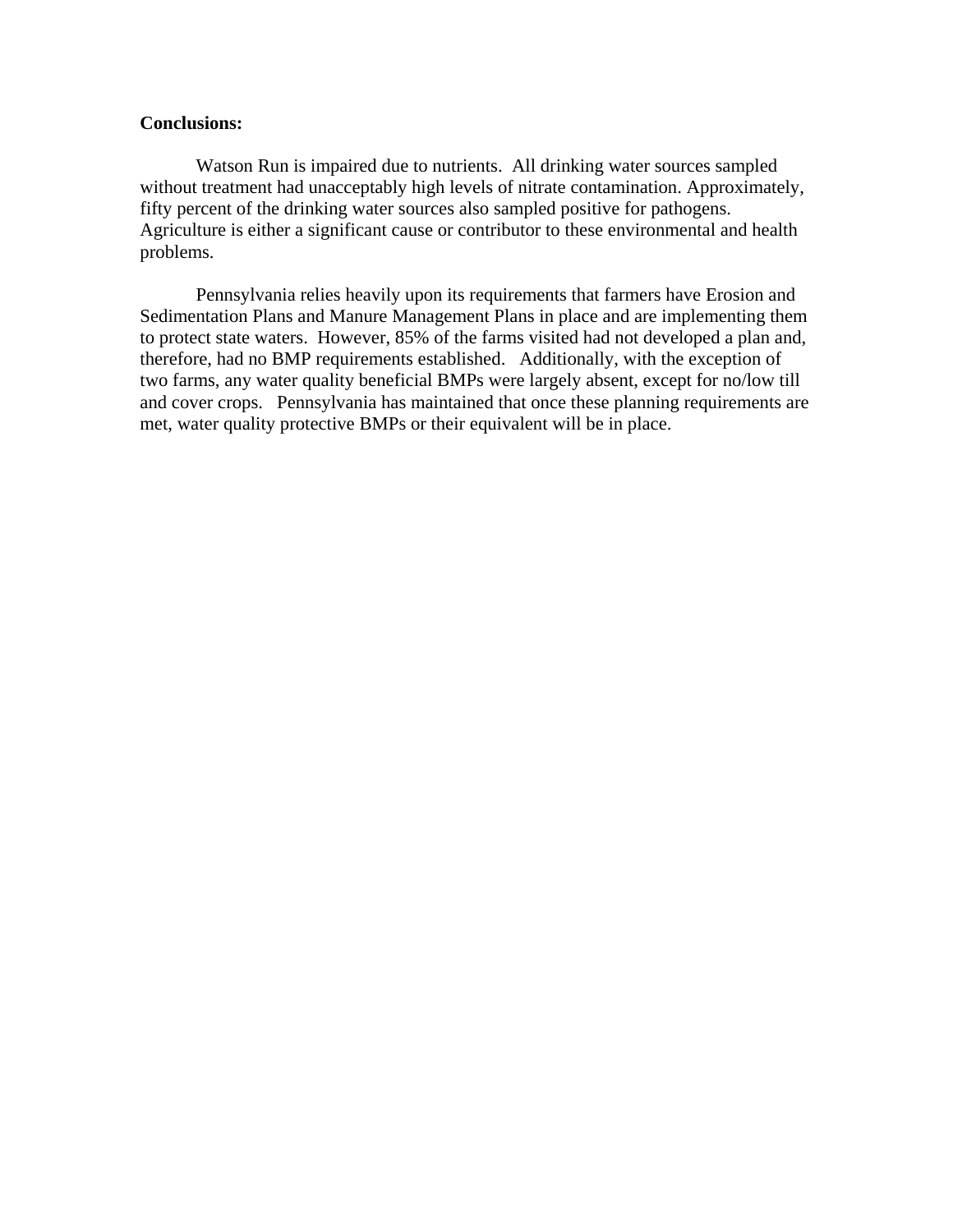**Conclusions:**

Watson Run is impaired due to nutrients. All drinking water sources sampled without treatment had unacceptably high levels of nitrate contamination. Approximately, fifty percent of the drinking water sources also sampled positive for pathogens. Agriculture is either a significant cause or contributor to these environmental and health problems.

Pennsylvania relies heavily upon its requirements that farmers have Erosion and Sedimentation Plans and Manure Management Plans in place and are implementing them to protect state waters. However, 85% of the farms visited had not developed a plan and, therefore, had no BMP requirements established. Additionally, with the exception of two farms, any water quality beneficial BMPs were largely absent, except for no/low till and cover crops. Pennsylvania has maintained that once these planning requirements are met, water quality protective BMPs or their equivalent will be in place.